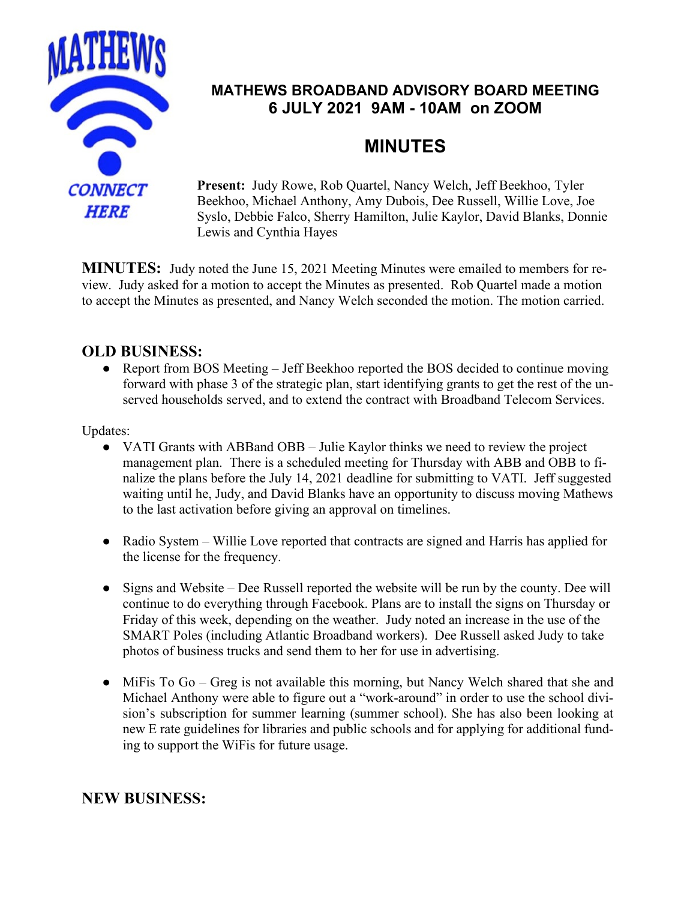# MATHEWS BROADBAND ADVISORY BOARD MEETING
## 6 JULY 2021 9AM - 10AM on ZOOM

# MINUTES

**Present:** Judy Rowe, Rob Quartel, Nancy Welch, Jeff Beekhoo, Tyler Beekhoo, Michael Anthony, Amy Dubois, Dee Russell, Willie Love, Joe Syslo, Debbie Falco, Sherry Hamilton, Julie Kaylor, David Blanks, Donnie Lewis and Cynthia Hayes

**MINUTES:** Judy noted the June 15, 2021 Meeting Minutes were emailed to members for review. Judy asked for a motion to accept the Minutes as presented. Rob Quartel made a motion to accept the Minutes as presented, and Nancy Welch seconded the motion. The motion carried.

## OLD BUSINESS:

- Report from BOS Meeting – Jeff Beekhoo reported the BOS decided to continue moving forward with phase 3 of the strategic plan, start identifying grants to get the rest of the unserved households served, and to extend the contract with Broadband Telecom Services.

Updates:

- VATI Grants with ABBand OBB – Julie Kaylor thinks we need to review the project management plan. There is a scheduled meeting for Thursday with ABB and OBB to finalize the plans before the July 14, 2021 deadline for submitting to VATI. Jeff suggested waiting until he, Judy, and David Blanks have an opportunity to discuss moving Mathews to the last activation before giving an approval on timelines.

- Radio System – Willie Love reported that contracts are signed and Harris has applied for the license for the frequency.

- Signs and Website – Dee Russell reported the website will be run by the county. Dee will continue to do everything through Facebook. Plans are to install the signs on Thursday or Friday of this week, depending on the weather. Judy noted an increase in the use of the SMART Poles (including Atlantic Broadband workers). Dee Russell asked Judy to take photos of business trucks and send them to her for use in advertising.

- MiFis To Go – Greg is not available this morning, but Nancy Welch shared that she and Michael Anthony were able to figure out a "work-around" in order to use the school division's subscription for summer learning (summer school). She has also been looking at new E rate guidelines for libraries and public schools and for applying for additional funding to support the WiFis for future usage.

## NEW BUSINESS: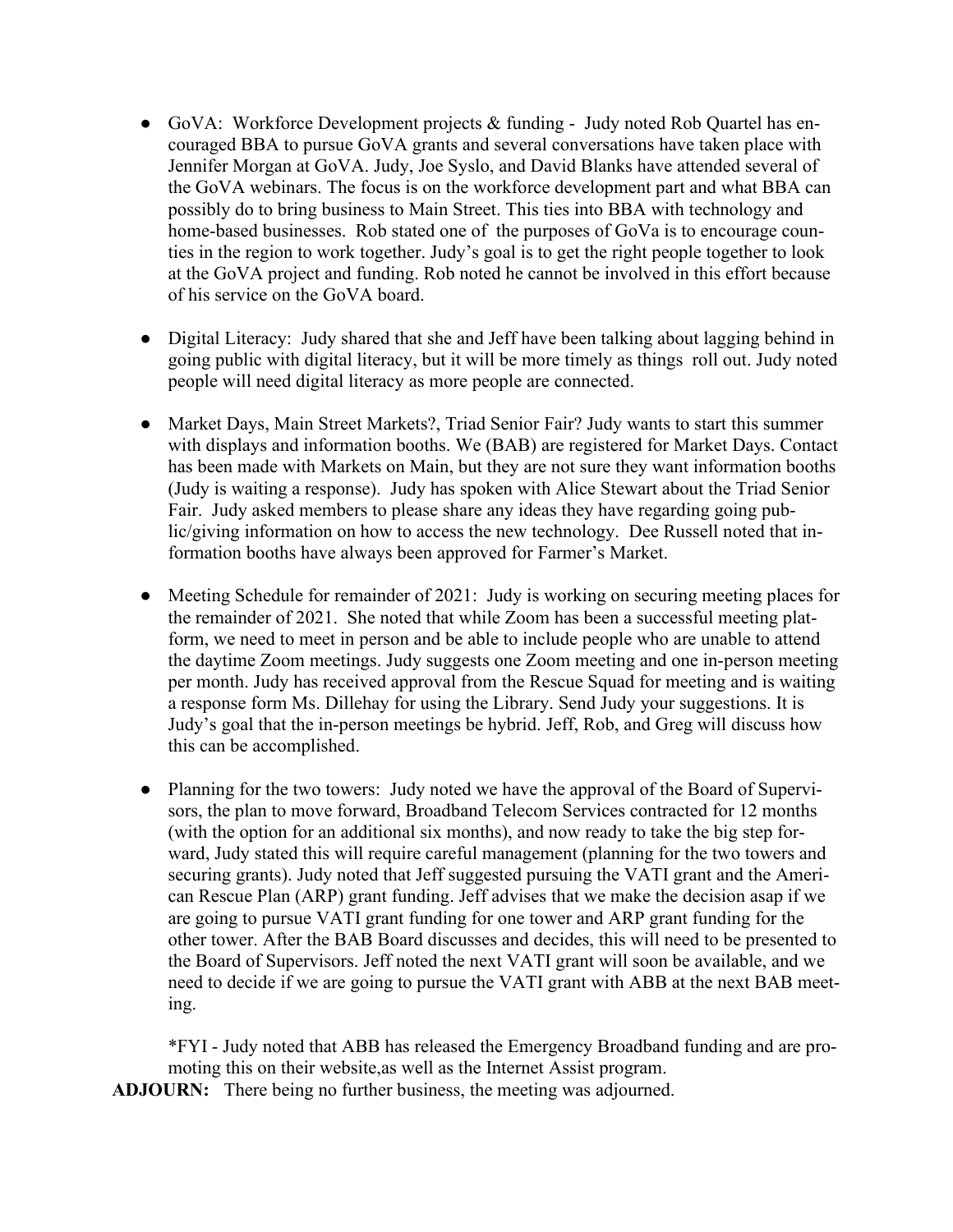- GoVA: Workforce Development projects & funding - Judy noted Rob Quartel has encouraged BBA to pursue GoVA grants and several conversations have taken place with Jennifer Morgan at GoVA. Judy, Joe Syslo, and David Blanks have attended several of the GoVA webinars. The focus is on the workforce development part and what BBA can possibly do to bring business to Main Street. This ties into BBA with technology and home-based businesses. Rob stated one of the purposes of GoVa is to encourage counties in the region to work together. Judy's goal is to get the right people together to look at the GoVA project and funding. Rob noted he cannot be involved in this effort because of his service on the GoVA board.

- Digital Literacy: Judy shared that she and Jeff have been talking about lagging behind in going public with digital literacy, but it will be more timely as things roll out. Judy noted people will need digital literacy as more people are connected.

- Market Days, Main Street Markets?, Triad Senior Fair? Judy wants to start this summer with displays and information booths. We (BAB) are registered for Market Days. Contact has been made with Markets on Main, but they are not sure they want information booths (Judy is waiting a response). Judy has spoken with Alice Stewart about the Triad Senior Fair. Judy asked members to please share any ideas they have regarding going public/giving information on how to access the new technology. Dee Russell noted that information booths have always been approved for Farmer's Market.

- Meeting Schedule for remainder of 2021: Judy is working on securing meeting places for the remainder of 2021. She noted that while Zoom has been a successful meeting platform, we need to meet in person and be able to include people who are unable to attend the daytime Zoom meetings. Judy suggests one Zoom meeting and one in-person meeting per month. Judy has received approval from the Rescue Squad for meeting and is waiting a response form Ms. Dillehay for using the Library. Send Judy your suggestions. It is Judy's goal that the in-person meetings be hybrid. Jeff, Rob, and Greg will discuss how this can be accomplished.

- Planning for the two towers: Judy noted we have the approval of the Board of Supervisors, the plan to move forward, Broadband Telecom Services contracted for 12 months (with the option for an additional six months), and now ready to take the big step forward, Judy stated this will require careful management (planning for the two towers and securing grants). Judy noted that Jeff suggested pursuing the VATI grant and the American Rescue Plan (ARP) grant funding. Jeff advises that we make the decision asap if we are going to pursue VATI grant funding for one tower and ARP grant funding for the other tower. After the BAB Board discusses and decides, this will need to be presented to the Board of Supervisors. Jeff noted the next VATI grant will soon be available, and we need to decide if we are going to pursue the VATI grant with ABB at the next BAB meeting.

  *FYI - Judy noted that ABB has released the Emergency Broadband funding and are promoting this on their website,as well as the Internet Assist program.

**ADJOURN:** There being no further business, the meeting was adjourned.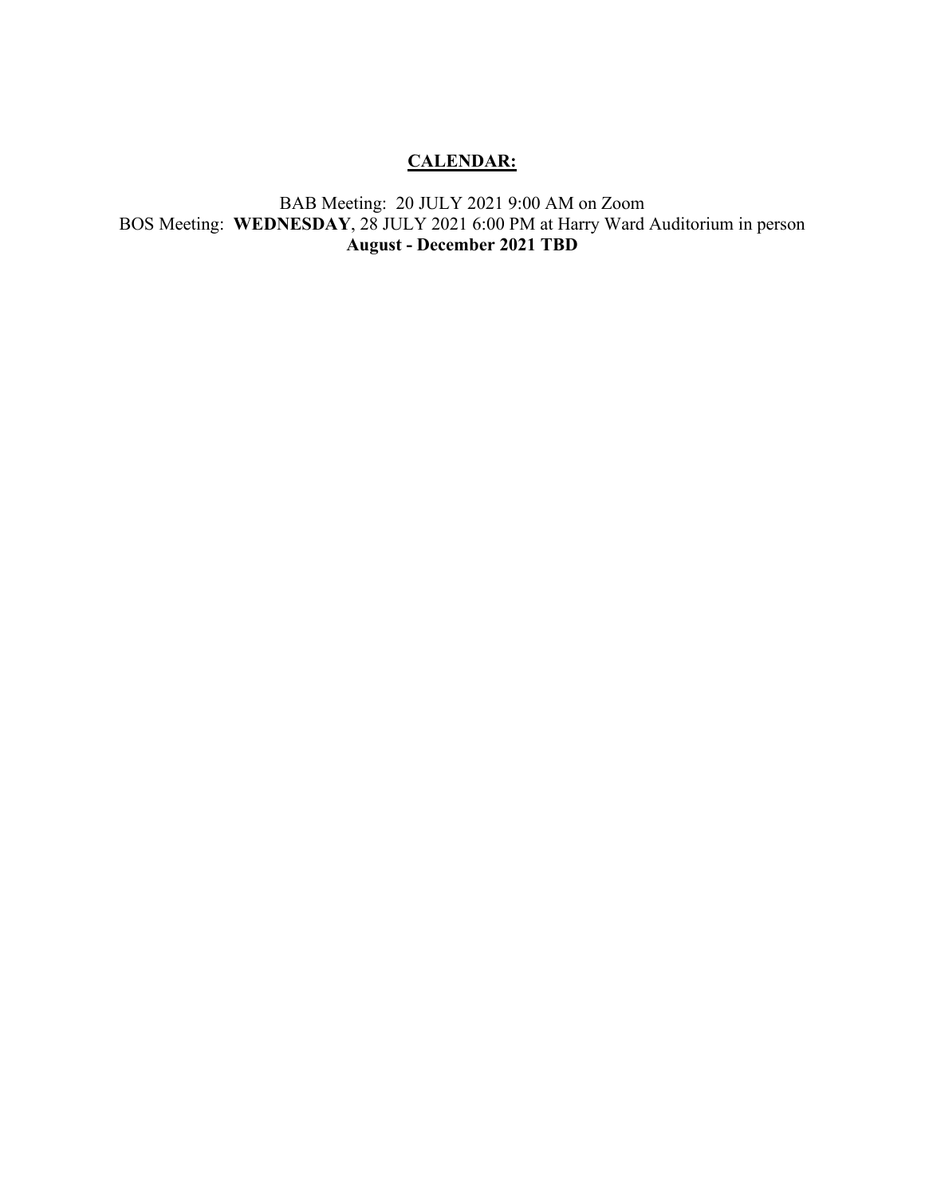## **CALENDAR:**

BAB Meeting: 20 JULY 2021 9:00 AM on Zoom

BOS Meeting: **WEDNESDAY**, 28 JULY 2021 6:00 PM at Harry Ward Auditorium in person

**August - December 2021 TBD**